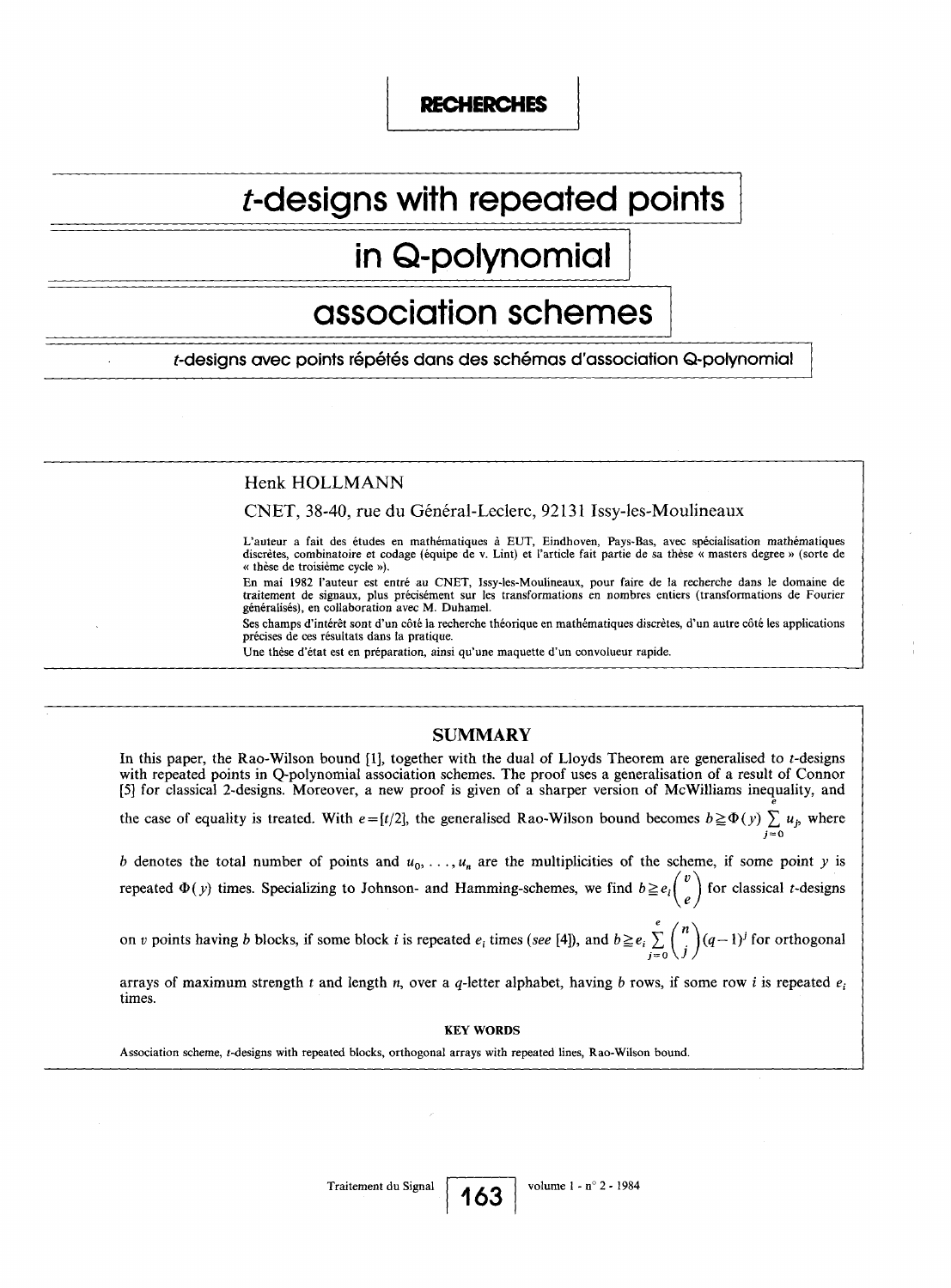RECHERCHES

# t-designs with repeated points in Q-polynomial association schemes

*t-designs avec points répétés dans des schémas d'association Q-polynomial*

**Henk HOLLMANN**

CNET, 38-40, rue du Général-Leclerc, 92131 Issy-les-Moulineaux

L'auteur a fait des études en mathématiques à EUT, Eindhoven, Pays-Bas, avec spécialisation mathématiques discrètes, combinatoire et codage (équipe de v. Lint) et l'article fait partie de sa thèse « masters degree » (sorte de « thèse de troisième cycle »).

En mai 1982 l'auteur est entré au CNET, Issy-les-Moulineaux, pour faire de la recherche dans le domaine de traitement de signaux, plus précisément sur les transformations en nombres entiers (transformations de Fourier généralisés), en collaboration avec M. Duhamel.

Ses champs d'intérêt sont d'un côté la recherche théorique en mathématiques discrètes, d'un autre côté les applications précises de ces résultats dans la pratique.

Une thèse d'état est en préparation, ainsi qu'une maquette d'un convolueur rapide.

## SUMMARY

In this paper, the Rao-Wilson bound [1], together with the dual of Lloyds Theorem are generalised to $t$-designs with repeated points in Q-polynomial association schemes. The proof uses a generalisation of a result of Connor [5] for classical 2-designs. Moreover, a new proof is given of a sharper version of McWilliams inequality, and the case of equality is treated. With $e=[t/2]$, the generalised Rao-Wilson bound becomes $b \geqq \Phi(y) \sum_{j=0}^{e} u_j$, where $b$ denotes the total number of points and $u_0, \ldots, u_n$ are the multiplicities of the scheme, if some point $y$ is repeated $\Phi(y)$ times. Specializing to Johnson- and Hamming-schemes, we find $b \geqq e_i \binom{v}{e}$ for classical $t$-designs on $v$ points having $b$ blocks, if some block $i$ is repeated $e_i$ times (*see* [4]), and $b \geqq e_i \sum_{j=0}^{e} \binom{n}{j}(q-1)^j$ for orthogonal arrays of maximum strength $t$ and length $n$, over a $q$-letter alphabet, having $b$ rows, if some row $i$ is repeated $e_i$ times.

### KEY WORDS

Association scheme, $t$-designs with repeated blocks, orthogonal arrays with repeated lines, Rao-Wilson bound.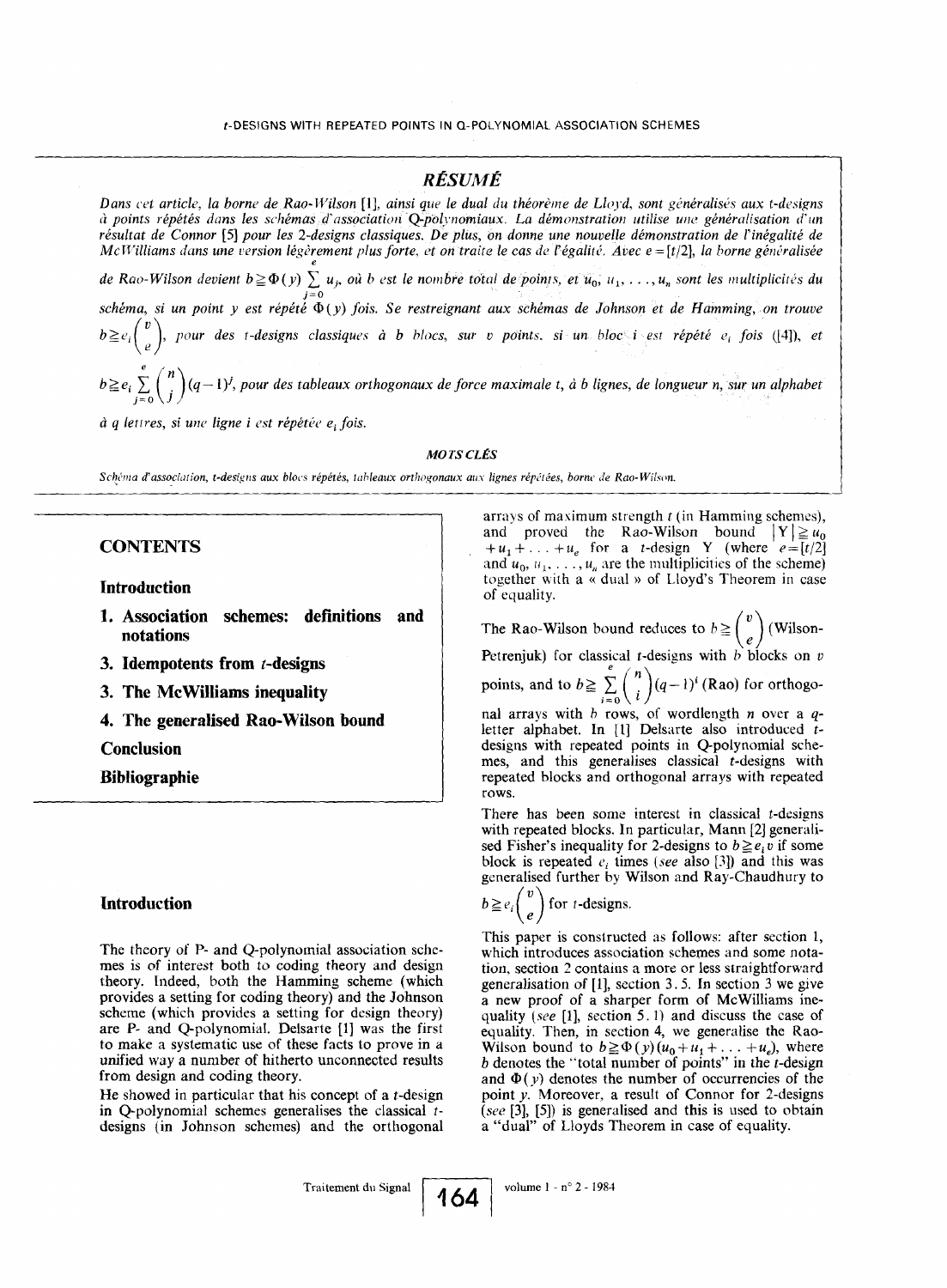## RÉSUMÉ

*Dans cet article, la borne de Rao-Wilson [1], ainsi que le dual du théorème de Lloyd, sont généralisés aux t-designs à points répétés dans les schémas d'association Q-polynomiaux. La démonstration utilise une généralisation d'un résultat de Connor [5] pour les 2-designs classiques. De plus, on donne une nouvelle démonstration de l'inégalité de McWilliams dans une version légèrement plus forte, et on traite le cas de l'égalité. Avec $e=[t/2]$, la borne généralisée de Rao-Wilson devient $b \geq \Phi(y) \sum_{j=0}^{e} u_j$, où b est le nombre total de points, et $u_0, u_1, \ldots, u_n$ sont les multiplicités du schéma, si un point y est répété $\Phi(y)$ fois. Se restreignant aux schémas de Johnson et de Hamming, on trouve $b \geq e_i \binom{v}{e}$, pour des t-designs classiques à b blocs, sur v points, si un bloc i est répété $e_i$ fois ([4]), et $b \geq e_i \sum_{j=0}^{e} \binom{n}{j}(q-1)^j$, pour des tableaux orthogonaux de force maximale t, à b lignes, de longueur n, sur un alphabet à q lettres, si une ligne i est répétée $e_i$ fois.*

### MOTS CLÉS

*Schéma d'association, t-designs aux blocs répétés, tableaux orthogonaux aux lignes répétées, borne de Rao-Wilson.*

## CONTENTS

**Introduction**

**1. Association schemes: definitions and notations**

**3. Idempotents from t-designs**

**3. The McWilliams inequality**

**4. The generalised Rao-Wilson bound**

**Conclusion**

**Bibliographie**

## Introduction

The theory of P- and Q-polynomial association schemes is of interest both to coding theory and design theory. Indeed, both the Hamming scheme (which provides a setting for coding theory) and the Johnson scheme (which provides a setting for design theory) are P- and Q-polynomial. Delsarte [1] was the first to make a systematic use of these facts to prove in a unified way a number of hitherto unconnected results from design and coding theory.

He showed in particular that his concept of a t-design in Q-polynomial schemes generalises the classical t-designs (in Johnson schemes) and the orthogonal arrays of maximum strength t (in Hamming schemes), and proved the Rao-Wilson bound $|Y| \geq u_0 + u_1 + \ldots + u_e$ for a t-design Y (where $e=[t/2]$ and $u_0, u_1, \ldots, u_n$ are the multiplicities of the scheme) together with a « dual » of Lloyd's Theorem in case of equality.

The Rao-Wilson bound reduces to $b \geq \binom{v}{e}$ (Wilson-Petrenjuk) for classical t-designs with b blocks on v points, and to $b \geq \sum_{i=0}^{e} \binom{n}{i}(q-1)^i$ (Rao) for orthogonal arrays with b rows, of wordlength n over a q-letter alphabet. In [1] Delsarte also introduced t-designs with repeated points in Q-polynomial schemes, and this generalises classical t-designs with repeated blocks and orthogonal arrays with repeated rows.

There has been some interest in classical t-designs with repeated blocks. In particular, Mann [2] generalised Fisher's inequality for 2-designs to $b \geq e_i v$ if some block is repeated $e_i$ times (*see* also [3]) and this was generalised further by Wilson and Ray-Chaudhury to $b \geq e_i \binom{v}{e}$ for t-designs.

This paper is constructed as follows: after section 1, which introduces association schemes and some notation, section 2 contains a more or less straightforward generalisation of [1], section 3.5. In section 3 we give a new proof of a sharper form of McWilliams inequality (*see* [1], section 5.1) and discuss the case of equality. Then, in section 4, we generalise the Rao-Wilson bound to $b \geq \Phi(y)(u_0+u_1+\ldots+u_e)$, where b denotes the "total number of points" in the t-design and $\Phi(y)$ denotes the number of occurrencies of the point y. Moreover, a result of Connor for 2-designs (*see* [3], [5]) is generalised and this is used to obtain a "dual" of Lloyds Theorem in case of equality.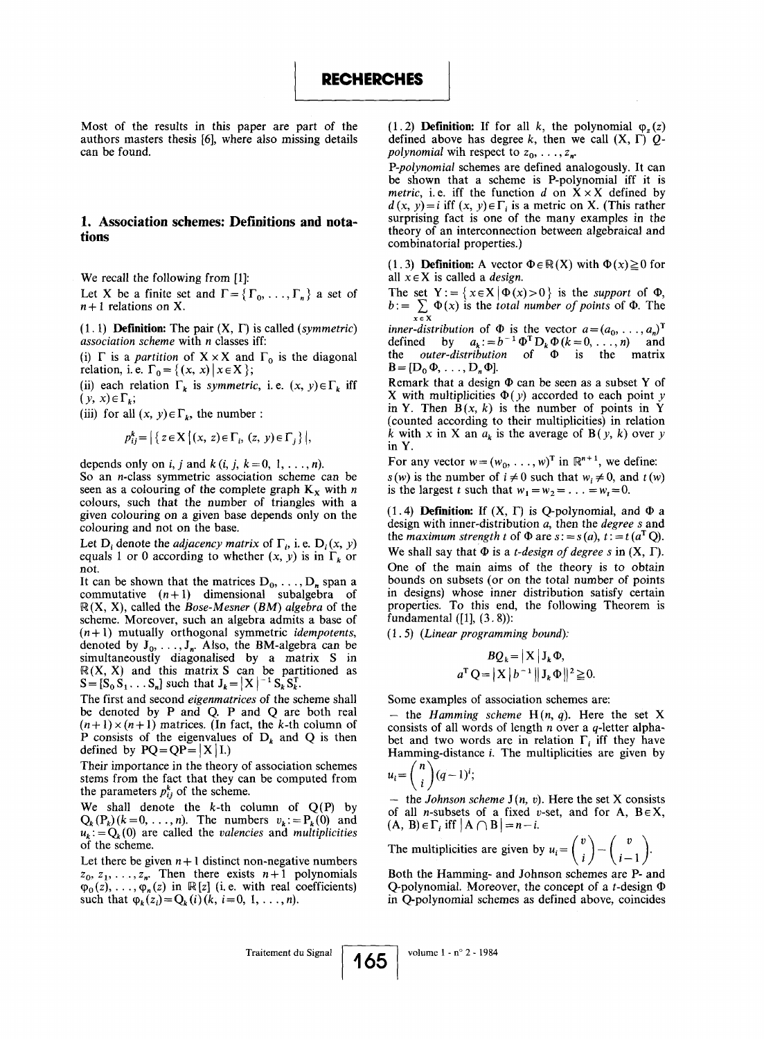# RECHERCHES

Most of the results in this paper are part of the authors masters thesis [6], where also missing details can be found.

## 1. Association schemes: Definitions and notations

We recall the following from [1]:

Let X be a finite set and $\Gamma = \{\Gamma_0, \ldots, \Gamma_n\}$ a set of $n+1$ relations on X.

(1.1) **Definition:** The pair $(X, \Gamma)$ is called (*symmetric*) *association scheme* with $n$ classes iff:

(i) $\Gamma$ is a *partition* of $X \times X$ and $\Gamma_0$ is the diagonal relation, i.e. $\Gamma_0 = \{(x, x) \mid x \in X\}$;

(ii) each relation $\Gamma_k$ is *symmetric*, i.e. $(x, y) \in \Gamma_k$ iff $(y, x) \in \Gamma_k$;

(iii) for all $(x, y) \in \Gamma_k$, the number :

$$p_{ij}^k = |\{z \in X \mid (x, z) \in \Gamma_i, (z, y) \in \Gamma_j\}|,$$

depends only on $i, j$ and $k$ $(i, j, k = 0, 1, \ldots, n)$.

So an $n$-class symmetric association scheme can be seen as a colouring of the complete graph $K_X$ with $n$ colours, such that the number of triangles with a given colouring on a given base depends only on the colouring and not on the base.

Let $D_i$ denote the *adjacency matrix* of $\Gamma_i$, i.e. $D_i(x, y)$ equals 1 or 0 according to whether $(x, y)$ is in $\Gamma_k$ or not.

It can be shown that the matrices $D_0, \ldots, D_n$ span a commutative $(n+1)$ dimensional subalgebra of $\mathbb{R}(X, X)$, called the *Bose-Mesner* (*BM*) *algebra* of the scheme. Moreover, such an algebra admits a base of $(n+1)$ mutually orthogonal symmetric *idempotents*, denoted by $J_0, \ldots, J_n$. Also, the BM-algebra can be simultaneoustly diagonalised by a matrix S in $\mathbb{R}(X, X)$ and this matrix S can be partitioned as $S = [S_0 S_1 \ldots S_n]$ such that $J_k = |X|^{-1} S_k S_k^T$.

The first and second *eigenmatrices* of the scheme shall be denoted by P and Q. P and Q are both real $(n+1) \times (n+1)$ matrices. (In fact, the $k$-th column of P consists of the eigenvalues of $D_k$ and Q is then defined by $PQ = QP = |X| I$.)

Their importance in the theory of association schemes stems from the fact that they can be computed from the parameters $p_{ij}^k$ of the scheme.

We shall denote the $k$-th column of Q(P) by $Q_k(P_k)$ $(k = 0, \ldots, n)$. The numbers $v_k := P_k(0)$ and $u_k := Q_k(0)$ are called the *valencies* and *multiplicities* of the scheme.

Let there be given $n+1$ distinct non-negative numbers $z_0, z_1, \ldots, z_n$. Then there exists $n+1$ polynomials $\varphi_0(z), \ldots, \varphi_n(z)$ in $\mathbb{R}[z]$ (i.e. with real coefficients) such that $\varphi_k(z_i) = Q_k(i)$ $(k, i = 0, 1, \ldots, n)$.

(1.2) **Definition:** If for all $k$, the polynomial $\varphi_z(z)$ defined above has degree $k$, then we call $(X, \Gamma)$ *Q-polynomial* wih respect to $z_0, \ldots, z_n$.

*P-polynomial* schemes are defined analogously. It can be shown that a scheme is P-polynomial iff it is *metric*, i.e. iff the function $d$ on $X \times X$ defined by $d(x, y) = i$ iff $(x, y) \in \Gamma_i$ is a metric on X. (This rather surprising fact is one of the many examples in the theory of an interconnection between algebraical and combinatorial properties.)

(1.3) **Definition:** A vector $\Phi \in \mathbb{R}(X)$ with $\Phi(x) \geq 0$ for all $x \in X$ is called a *design*.

The set $Y := \{x \in X \mid \Phi(x) > 0\}$ is the *support* of $\Phi$, $b := \sum_{x \in X} \Phi(x)$ is the *total number of points* of $\Phi$. The *inner-distribution* of $\Phi$ is the vector $a = (a_0, \ldots, a_n)^T$ defined by $a_k := b^{-1} \Phi^T D_k \Phi$ $(k = 0, \ldots, n)$ and the *outer-distribution* of $\Phi$ is the matrix $B = [D_0 \Phi, \ldots, D_n \Phi]$.

Remark that a design $\Phi$ can be seen as a subset Y of X with multiplicities $\Phi(y)$ accorded to each point $y$ in Y. Then $B(x, k)$ is the number of points in Y (counted according to their multiplicities) in relation $k$ with $x$ in X an $a_k$ is the average of $B(y, k)$ over $y$ in Y.

For any vector $w = (w_0, \ldots, w)^T$ in $\mathbb{R}^{n+1}$, we define: $s(w)$ is the number of $i \neq 0$ such that $w_i \neq 0$, and $t(w)$ is the largest $t$ such that $w_1 = w_2 = \ldots = w_t = 0$.

(1.4) **Definition:** If $(X, \Gamma)$ is Q-polynomial, and $\Phi$ a design with inner-distribution $a$, then the *degree s* and the *maximum strength t* of $\Phi$ are $s := s(a)$, $t := t(a^T Q)$.

We shall say that $\Phi$ is a *t-design of degree s* in $(X, \Gamma)$.

One of the main aims of the theory is to obtain bounds on subsets (or on the total number of points in designs) whose inner distribution satisfy certain properties. To this end, the following Theorem is fundamental ([1], (3.8)):

(1.5) (*Linear programming bound*):

$$BQ_k = |X| J_k \Phi,$$

$$a^T Q = |X| b^{-1} \| J_k \Phi \|^2 \geq 0.$$

Some examples of association schemes are:

– the *Hamming scheme* $H(n, q)$. Here the set X consists of all words of length $n$ over a $q$-letter alphabet and two words are in relation $\Gamma_i$ iff they have Hamming-distance $i$. The multiplicities are given by $u_i = \binom{n}{i}(q-1)^i$;

– the *Johnson scheme* $J(n, v)$. Here the set X consists of all $n$-subsets of a fixed $v$-set, and for $A, B \in X$, $(A, B) \in \Gamma_i$ iff $|A \cap B| = n - i$.

The multiplicities are given by $u_i = \binom{v}{i} - \binom{v}{i-1}$.

Both the Hamming- and Johnson schemes are P- and Q-polynomial. Moreover, the concept of a $t$-design $\Phi$ in Q-polynomial schemes as defined above, coincides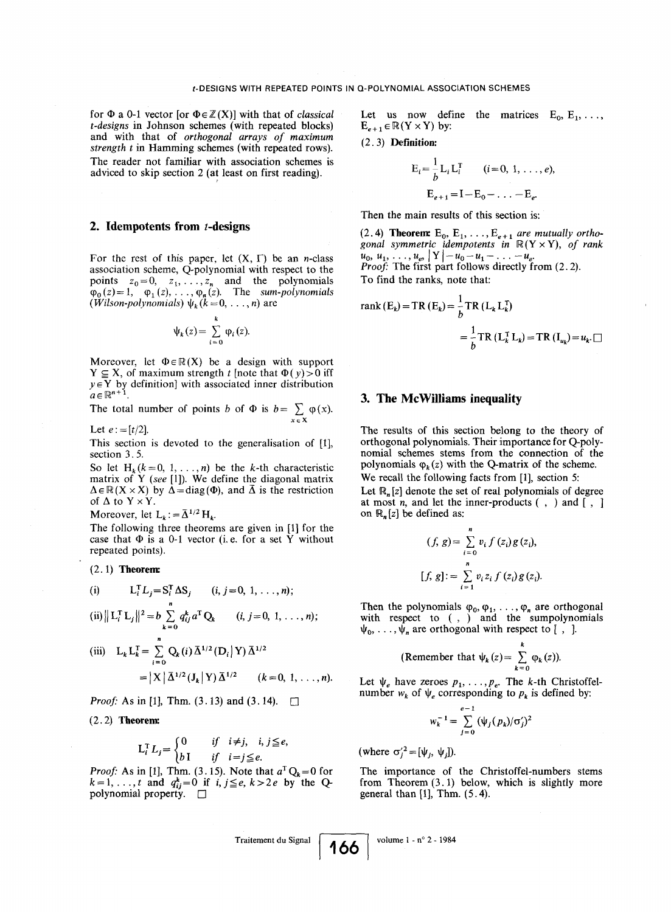for $\Phi$ a 0-1 vector [or $\Phi \in \mathbb{Z}(X)$] with that of *classical t-designs* in Johnson schemes (with repeated blocks) and with that of *orthogonal arrays of maximum strength t* in Hamming schemes (with repeated rows). The reader not familiar with association schemes is adviced to skip section 2 (at least on first reading).

## 2. Idempotents from t-designs

For the rest of this paper, let $(X, \Gamma)$ be an $n$-class association scheme, Q-polynomial with respect to the points $z_0 = 0, z_1, \ldots, z_n$ and the polynomials $\varphi_0(z) = 1, \varphi_1(z), \ldots, \varphi_n(z)$. The *sum-polynomials* (*Wilson-polynomials*) $\psi_k$ $(k = 0, \ldots, n)$ are

$$\psi_k(z) = \sum_{i=0}^{k} \varphi_i(z).$$

Moreover, let $\Phi \in \mathbb{R}(X)$ be a design with support $Y \subseteq X$, of maximum strength $t$ [note that $\Phi(y) > 0$ iff $y \in Y$ by definition] with associated inner distribution $a \in \mathbb{R}^{n+1}$.

The total number of points $b$ of $\Phi$ is $b = \sum_{x \in X} \varphi(x)$.

Let $e := [t/2]$.

This section is devoted to the generalisation of [1], section 3.5.

So let $H_k$ $(k = 0, 1, \ldots, n)$ be the $k$-th characteristic matrix of Y (*see* [1]). We define the diagonal matrix $\Delta \in \mathbb{R}(X \times X)$ by $\Delta = \operatorname{diag}(\Phi)$, and $\bar{\Delta}$ is the restriction of $\Delta$ to $Y \times Y$.

Moreover, let $L_k := \bar{\Delta}^{1/2} H_k$.

The following three theorems are given in [1] for the case that $\Phi$ is a 0-1 vector (i. e. for a set Y without repeated points).

(2.1) **Theorem:**

(i) $\quad L_i^T L_j = S_i^T \Delta S_j \qquad (i, j = 0, 1, \ldots, n);$

(ii) $\| L_i^T L_j \|^2 = b \sum_{k=0}^{n} q_{ij}^k a^T Q_k \qquad (i, j = 0, 1, \ldots, n);$

(iii) $\quad L_k L_k^T = \sum_{i=0}^{n} Q_k(i) \bar{\Delta}^{1/2} (D_i | Y) \bar{\Delta}^{1/2}$

$= |X| \bar{\Delta}^{1/2} (J_k | Y) \bar{\Delta}^{1/2} \qquad (k = 0, 1, \ldots, n).$

*Proof:* As in [1], Thm. (3.13) and (3.14). □

(2.2) **Theorem:**

$$L_i^T L_j = \begin{cases} 0 & \text{if } i \neq j, \; i, j \leq e, \\ b\,I & \text{if } i = j \leq e. \end{cases}$$

*Proof:* As in [1], Thm. (3.15). Note that $a^T Q_k = 0$ for $k = 1, \ldots, t$ and $q_{ij}^k = 0$ if $i, j \leq e$, $k > 2e$ by the Q-polynomial property. □

Let us now define the matrices $E_0, E_1, \ldots, E_{e+1} \in \mathbb{R}(Y \times Y)$ by:

(2.3) **Definition:**

$$E_i = \frac{1}{b} L_i L_i^T \qquad (i = 0, 1, \ldots, e),$$

$$E_{e+1} = I - E_0 - \ldots - E_e.$$

Then the main results of this section is:

(2.4) **Theorem:** *$E_0, E_1, \ldots, E_{e+1}$ are mutually orthogonal symmetric idempotents in $\mathbb{R}(Y \times Y)$, of rank $u_0, u_1, \ldots, u_e, |Y| - u_0 - u_1 - \ldots - u_e$.*

*Proof:* The first part follows directly from (2.2).

To find the ranks, note that:

$$\operatorname{rank}(E_k) = \operatorname{TR}(E_k) = \frac{1}{b} \operatorname{TR}(L_k L_k^T)$$

$$= \frac{1}{b} \operatorname{TR}(L_k^T L_k) = \operatorname{TR}(I_{u_k}) = u_k. \; \square$$

## 3. The McWilliams inequality

The results of this section belong to the theory of orthogonal polynomials. Their importance for Q-polynomial schemes stems from the connection of the polynomials $\varphi_k(z)$ with the Q-matrix of the scheme.

We recall the following facts from [1], section 5:

Let $\mathbb{R}_n[z]$ denote the set of real polynomials of degree at most $n$, and let the inner-products ( , ) and [ , ] on $\mathbb{R}_n[z]$ be defined as:

$$(f, g) = \sum_{i=0}^{n} v_i f(z_i) g(z_i),$$

$$[f, g] := \sum_{i=1}^{n} v_i z_i f(z_i) g(z_i).$$

Then the polynomials $\varphi_0, \varphi_1, \ldots, \varphi_n$ are orthogonal with respect to ( , ) and the sumpolynomials $\psi_0, \ldots, \psi_n$ are orthogonal with respect to [ , ].

$$\text{(Remember that } \psi_k(z) = \sum_{k=0}^{k} \varphi_k(z)\text{)}.$$

Let $\psi_e$ have zeroes $p_1, \ldots, p_e$. The $k$-th Christoffel-number $w_k$ of $\psi_e$ corresponding to $p_k$ is defined by:

$$w_k^{-1} = \sum_{j=0}^{e-1} (\psi_j(p_k)/\sigma_j')^2$$

(where $\sigma_j'^2 = [\psi_j, \psi_j]$).

The importance of the Christoffel-numbers stems from Theorem (3.1) below, which is slightly more general than [1], Thm. (5.4).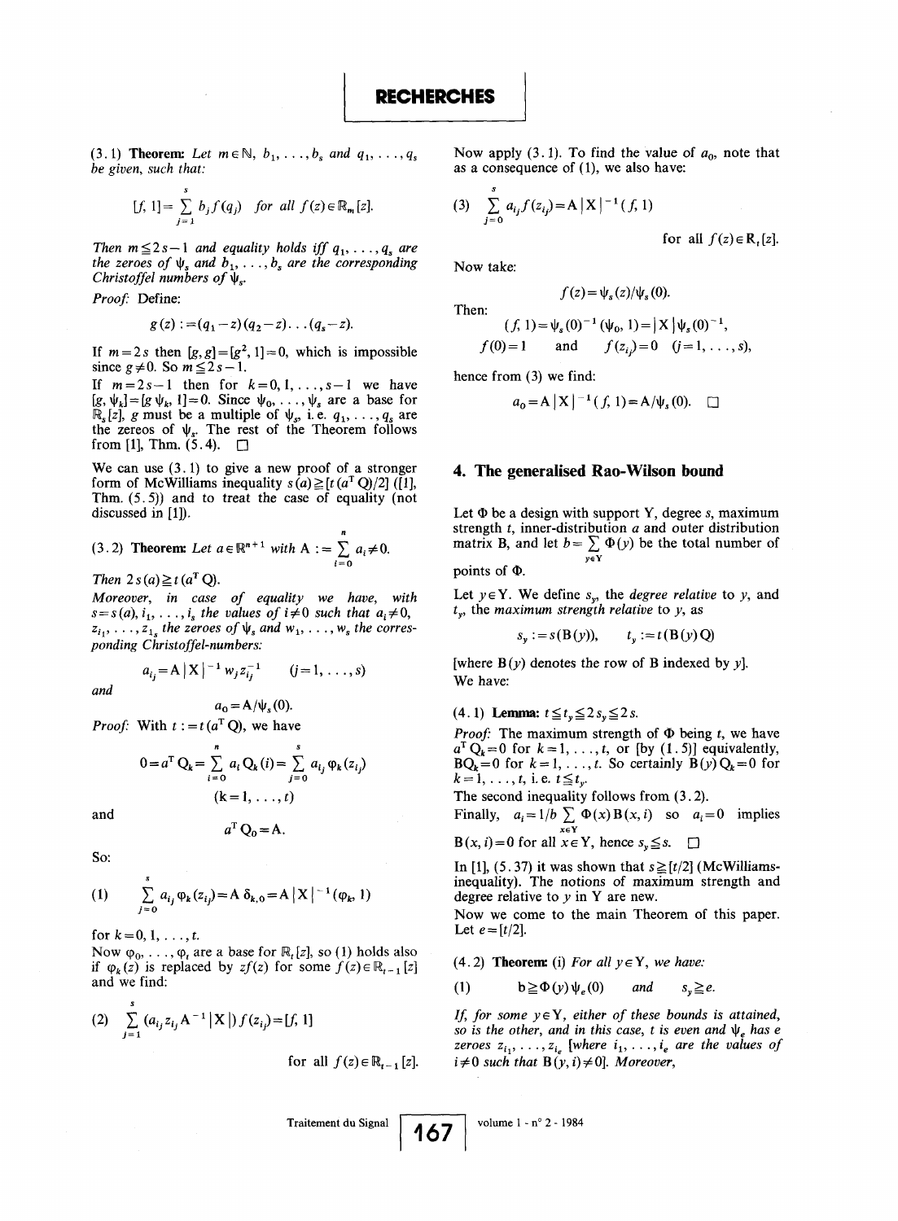(3.1) **Theorem:** *Let $m \in \mathbb{N}$, $b_1, \ldots, b_s$ and $q_1, \ldots, q_s$ be given, such that:*

$$[f, 1] = \sum_{j=1}^{s} b_j f(q_j) \quad \text{for all } f(z) \in \mathbb{R}_m[z].$$

*Then $m \leqq 2s-1$ and equality holds iff $q_1, \ldots, q_s$ are the zeroes of $\psi_s$ and $b_1, \ldots, b_s$ are the corresponding Christoffel numbers of $\psi_s$.*

*Proof:* Define:

$$g(z) := (q_1 - z)(q_2 - z) \ldots (q_s - z).$$

If $m = 2s$ then $[g, g] = [g^2, 1] = 0$, which is impossible since $g \neq 0$. So $m \leqq 2s-1$.

If $m = 2s-1$ then for $k = 0, 1, \ldots, s-1$ we have $[g, \psi_k] = [g\,\psi_k, 1] = 0$. Since $\psi_0, \ldots, \psi_s$ are a base for $\mathbb{R}_s[z]$, $g$ must be a multiple of $\psi_s$, i.e. $q_1, \ldots, q_s$ are the zeroes of $\psi_s$. The rest of the Theorem follows from [1], Thm. (5.4). $\square$

We can use (3.1) to give a new proof of a stronger form of McWilliams inequality $s(a) \geqq [t(a^{\mathrm{T}} Q)/2]$ ([1], Thm. (5.5)) and to treat the case of equality (not discussed in [1]).

(3.2) **Theorem:** *Let $a \in \mathbb{R}^{n+1}$ with $A := \sum_{i=0}^{n} a_i \neq 0$.*

*Then $2s(a) \geqq t(a^{\mathrm{T}} Q)$.*

*Moreover, in case of equality we have, with $s = s(a)$, $i_1, \ldots, i_s$ the values of $i \neq 0$ such that $a_i \neq 0$, $z_{i_1}, \ldots, z_{i_s}$ the zeroes of $\psi_s$ and $w_1, \ldots, w_s$ the corresponding Christoffel-numbers:*

$$a_{i_j} = A\,|X|^{-1}\, w_j z_{i_j}^{-1} \qquad (j = 1, \ldots, s)$$

*and*

$$a_0 = A/\psi_s(0).$$

*Proof:* With $t := t(a^{\mathrm{T}} Q)$, we have

$$0 = a^{\mathrm{T}} Q_k = \sum_{i=0}^{n} a_i Q_k(i) = \sum_{j=0}^{s} a_{i_j} \varphi_k(z_{i_j})$$
$$(k = 1, \ldots, t)$$

and

$$a^{\mathrm{T}} Q_0 = A.$$

So:

$$(1) \qquad \sum_{j=0}^{s} a_{i_j} \varphi_k(z_{i_j}) = A\,\delta_{k,0} = A\,|X|^{-1}(\varphi_k, 1)$$

for $k = 0, 1, \ldots, t$.

Now $\varphi_0, \ldots, \varphi_t$ are a base for $\mathbb{R}_t[z]$, so (1) holds also if $\varphi_k(z)$ is replaced by $z f(z)$ for some $f(z) \in \mathbb{R}_{t-1}[z]$ and we find:

$$(2) \qquad \sum_{j=1}^{s} (a_{i_j} z_{i_j} A^{-1} |X|)\, f(z_{i_j}) = [f, 1] \qquad \text{for all } f(z) \in \mathbb{R}_{t-1}[z].$$

Now apply (3.1). To find the value of $a_0$, note that as a consequence of (1), we also have:

$$(3) \qquad \sum_{j=0}^{s} a_{i_j} f(z_{i_j}) = A\,|X|^{-1}(f, 1) \qquad \text{for all } f(z) \in \mathbb{R}_t[z].$$

Now take:

$$f(z) = \psi_s(z)/\psi_s(0).$$

Then:

$$(f, 1) = \psi_s(0)^{-1}(\psi_0, 1) = |X|\,\psi_s(0)^{-1},$$
$$f(0) = 1 \quad \text{and} \quad f(z_{i_j}) = 0 \quad (j = 1, \ldots, s),$$

hence from (3) we find:

$$a_0 = A\,|X|^{-1}(f, 1) = A/\psi_s(0). \quad \square$$

## 4. The generalised Rao-Wilson bound

Let $\Phi$ be a design with support Y, degree $s$, maximum strength $t$, inner-distribution $a$ and outer distribution matrix B, and let $b = \sum_{y \in Y} \Phi(y)$ be the total number of points of $\Phi$.

Let $y \in Y$. We define $s_y$, the *degree relative* to $y$, and $t_y$, the *maximum strength relative* to $y$, as

$$s_y := s(B(y)), \qquad t_y := t(B(y)Q)$$

[where $B(y)$ denotes the row of B indexed by $y$].

We have:

(4.1) **Lemma:** $t \leqq t_y \leqq 2s_y \leqq 2s$.

*Proof:* The maximum strength of $\Phi$ being $t$, we have $a^{\mathrm{T}} Q_k = 0$ for $k = 1, \ldots, t$, or [by (1.5)] equivalently, $BQ_k = 0$ for $k = 1, \ldots, t$. So certainly $B(y)Q_k = 0$ for $k = 1, \ldots, t$, i.e. $t \leqq t_y$.

The second inequality follows from (3.2).

Finally, $a_i = 1/b \sum_{x \in Y} \Phi(x) B(x, i)$ so $a_i = 0$ implies $B(x, i) = 0$ for all $x \in Y$, hence $s_y \leqq s$. $\square$

In [1], (5.37) it was shown that $s \geqq [t/2]$ (McWilliams-inequality). The notions of maximum strength and degree relative to $y$ in Y are new.

Now we come to the main Theorem of this paper. Let $e = [t/2]$.

(4.2) **Theorem:** (i) *For all $y \in Y$, we have:*

$$(1) \qquad b \geqq \Phi(y)\,\psi_e(0) \quad \text{and} \quad s_y \geqq e.$$

*If, for some $y \in Y$, either of these bounds is attained, so is the other, and in this case, $t$ is even and $\psi_e$ has $e$ zeroes $z_{i_1}, \ldots, z_{i_e}$ [where $i_1, \ldots, i_e$ are the values of $i \neq 0$ such that $B(y, i) \neq 0$]. Moreover,*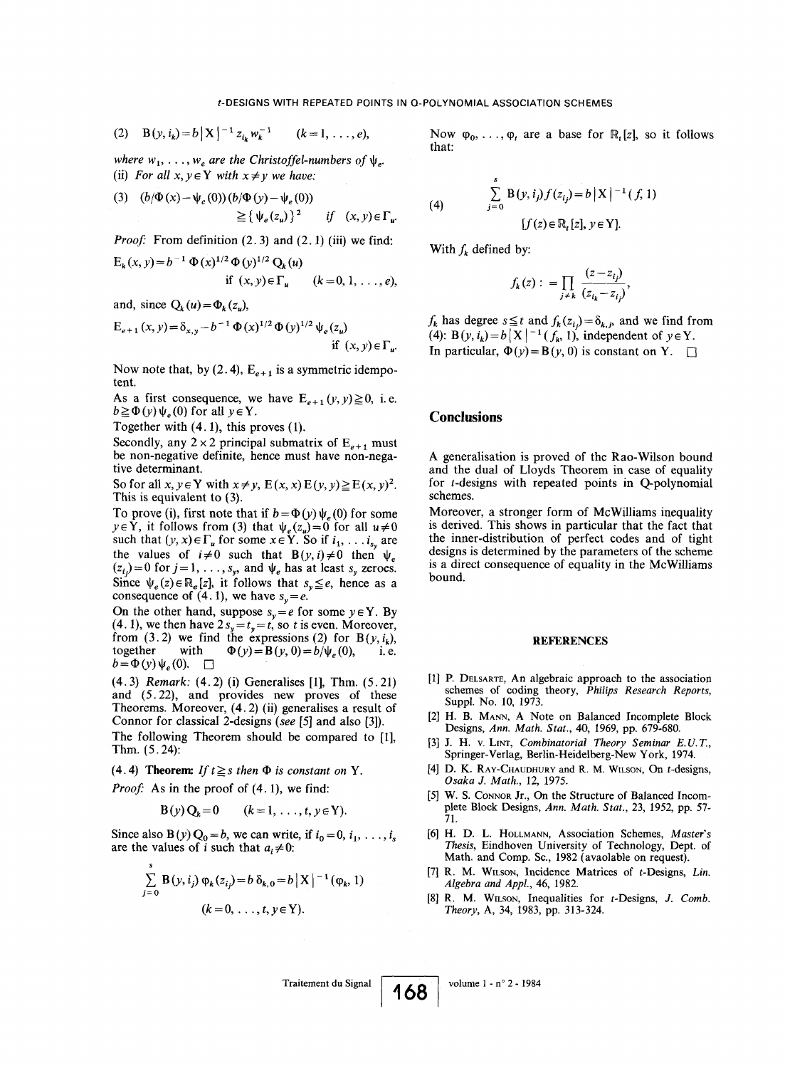(2) $\mathrm{B}(y, i_k) = b|\mathrm{X}|^{-1} z_{i_k} w_k^{-1} \qquad (k=1, \ldots, e),$

*where* $w_1, \ldots, w_e$ *are the Christoffel-numbers of* $\psi_e$.

(ii) *For all* $x, y \in \mathrm{Y}$ *with* $x \neq y$ *we have:*

(3) $(b/\Phi(x) - \psi_e(0))(b/\Phi(y) - \psi_e(0)) \geqq \{\psi_e(z_u)\}^2 \quad$ *if* $(x, y) \in \Gamma_u$.

*Proof:* From definition (2.3) and (2.1) (iii) we find:

$$\mathrm{E}_k(x, y) = b^{-1}\,\Phi(x)^{1/2}\,\Phi(y)^{1/2}\,\mathrm{Q}_k(u) \quad \text{if } (x, y) \in \Gamma_u \quad (k=0, 1, \ldots, e),$$

and, since $\mathrm{Q}_k(u) = \Phi_k(z_u)$,

$$\mathrm{E}_{e+1}(x, y) = \delta_{x,y} - b^{-1}\,\Phi(x)^{1/2}\,\Phi(y)^{1/2}\,\psi_e(z_u) \quad \text{if } (x, y) \in \Gamma_u.$$

Now note that, by (2.4), $\mathrm{E}_{e+1}$ is a symmetric idempotent.

As a first consequence, we have $\mathrm{E}_{e+1}(y, y) \geqq 0$, i.e. $b \geqq \Phi(y)\psi_e(0)$ for all $y \in \mathrm{Y}$.

Together with (4.1), this proves (1).

Secondly, any $2 \times 2$ principal submatrix of $\mathrm{E}_{e+1}$ must be non-negative definite, hence must have non-negative determinant.

So for all $x, y \in \mathrm{Y}$ with $x \neq y$, $\mathrm{E}(x, x)\,\mathrm{E}(y, y) \geqq \mathrm{E}(x, y)^2$. This is equivalent to (3).

To prove (i), first note that if $b = \Phi(y)\psi_e(0)$ for some $y \in \mathrm{Y}$, it follows from (3) that $\psi_e(z_u) = 0$ for all $u \neq 0$ such that $(y, x) \in \Gamma_u$ for some $x \in \mathrm{Y}$. So if $i_1, \ldots i_{s_y}$ are the values of $i \neq 0$ such that $\mathrm{B}(y, i) \neq 0$ then $\psi_e(z_{i_j}) = 0$ for $j = 1, \ldots, s_y$, and $\psi_e$ has at least $s_y$ zeroes. Since $\psi_e(z) \in \mathbb{R}_e[z]$, it follows that $s_y \leqq e$, hence as a consequence of (4.1), we have $s_y = e$.

On the other hand, suppose $s_y = e$ for some $y \in \mathrm{Y}$. By (4.1), we then have $2s_y = t_y = t$, so $t$ is even. Moreover, from (3.2) we find the expressions (2) for $\mathrm{B}(y, i_k)$, together with $\Phi(y) = \mathrm{B}(y, 0) = b/\psi_e(0)$, i.e. $b = \Phi(y)\psi_e(0)$. $\square$

(4.3) *Remark:* (4.2) (i) Generalises [1], Thm. (5.21) and (5.22), and provides new proves of these Theorems. Moreover, (4.2) (ii) generalises a result of Connor for classical 2-designs (*see* [5] and also [3]).

The following Theorem should be compared to [1], Thm. (5.24):

(4.4) **Theorem:** *If* $t \geqq s$ *then* $\Phi$ *is constant on* Y.

*Proof:* As in the proof of (4.1), we find:

$$\mathrm{B}(y)\,\mathrm{Q}_k = 0 \qquad (k=1, \ldots, t, y \in \mathrm{Y}).$$

Since also $\mathrm{B}(y)\,\mathrm{Q}_0 = b$, we can write, if $i_0 = 0, i_1, \ldots, i_s$ are the values of $i$ such that $a_i \neq 0$:

$$\sum_{j=0}^{s} \mathrm{B}(y, i_j)\,\varphi_k(z_{i_j}) = b\,\delta_{k,0} = b|\mathrm{X}|^{-1}(\varphi_k, 1) \qquad (k=0, \ldots, t, y \in \mathrm{Y}).$$

Now $\varphi_0, \ldots, \varphi_t$ are a base for $\mathbb{R}_t[z]$, so it follows that:

$$(4) \qquad \sum_{j=0}^{s} \mathrm{B}(y, i_j)\,f(z_{i_j}) = b|\mathrm{X}|^{-1}(f, 1) \qquad [f(z) \in \mathbb{R}_t[z], y \in \mathrm{Y}].$$

With $f_k$ defined by:

$$f_k(z) := \prod_{j \neq k} \frac{(z - z_{i_j})}{(z_{i_k} - z_{i_j})},$$

$f_k$ has degree $s \leqq t$ and $f_k(z_{i_j}) = \delta_{k,j}$, and we find from (4): $\mathrm{B}(y, i_k) = b|\mathrm{X}|^{-1}(f_k, 1)$, independent of $y \in \mathrm{Y}$. In particular, $\Phi(y) = \mathrm{B}(y, 0)$ is constant on Y. $\square$

## Conclusions

A generalisation is proved of the Rao-Wilson bound and the dual of Lloyds Theorem in case of equality for $t$-designs with repeated points in Q-polynomial schemes.

Moreover, a stronger form of McWilliams inequality is derived. This shows in particular that the fact that the inner-distribution of perfect codes and of tight designs is determined by the parameters of the scheme is a direct consequence of equality in the McWilliams bound.

## REFERENCES

[1] P. Delsarte, An algebraic approach to the association schemes of coding theory, *Philips Research Reports*, Suppl. No. 10, 1973.

[2] H. B. Mann, A Note on Balanced Incomplete Block Designs, *Ann. Math. Stat.*, 40, 1969, pp. 679-680.

[3] J. H. v. Lint, *Combinatorial Theory Seminar E.U.T.*, Springer-Verlag, Berlin-Heidelberg-New York, 1974.

[4] D. K. Ray-Chaudhury and R. M. Wilson, On $t$-designs, *Osaka J. Math.*, 12, 1975.

[5] W. S. Connor Jr., On the Structure of Balanced Incomplete Block Designs, *Ann. Math. Stat.*, 23, 1952, pp. 57-71.

[6] H. D. L. Hollmann, Association Schemes, *Master's Thesis*, Eindhoven University of Technology, Dept. of Math. and Comp. Sc., 1982 (avaolable on request).

[7] R. M. Wilson, Incidence Matrices of $t$-Designs, *Lin. Algebra and Appl.*, 46, 1982.

[8] R. M. Wilson, Inequalities for $t$-Designs, *J. Comb. Theory*, A, 34, 1983, pp. 313-324.